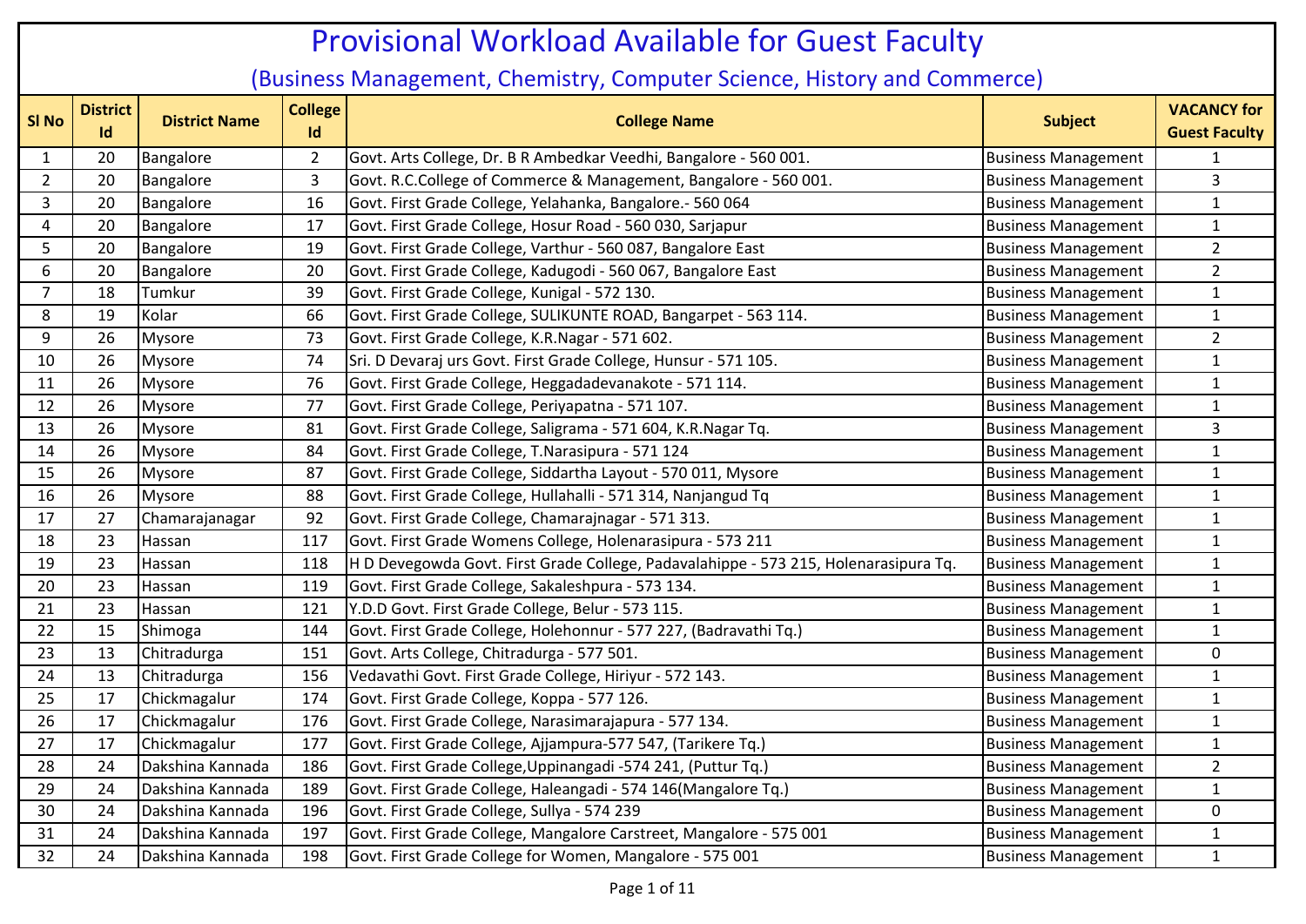# Provisional Workload Available for Guest Faculty

## (Business Management, Chemistry, Computer Science, History and Commerce)

| Sl No | District Id | District Name | College Id | College Name | Subject | VACANCY for Guest Faculty |
|---|---|---|---|---|---|---|
| 1 | 20 | Bangalore | 2 | Govt. Arts College, Dr. B R Ambedkar Veedhi, Bangalore - 560 001. | Business Management | 1 |
| 2 | 20 | Bangalore | 3 | Govt. R.C.College of Commerce & Management, Bangalore - 560 001. | Business Management | 3 |
| 3 | 20 | Bangalore | 16 | Govt. First Grade College, Yelahanka, Bangalore.- 560 064 | Business Management | 1 |
| 4 | 20 | Bangalore | 17 | Govt. First Grade College, Hosur Road - 560 030, Sarjapur | Business Management | 1 |
| 5 | 20 | Bangalore | 19 | Govt. First Grade College, Varthur - 560 087, Bangalore East | Business Management | 2 |
| 6 | 20 | Bangalore | 20 | Govt. First Grade College, Kadugodi - 560 067, Bangalore East | Business Management | 2 |
| 7 | 18 | Tumkur | 39 | Govt. First Grade College, Kunigal - 572 130. | Business Management | 1 |
| 8 | 19 | Kolar | 66 | Govt. First Grade College, SULIKUNTE ROAD, Bangarpet - 563 114. | Business Management | 1 |
| 9 | 26 | Mysore | 73 | Govt. First Grade College, K.R.Nagar - 571 602. | Business Management | 2 |
| 10 | 26 | Mysore | 74 | Sri. D Devaraj urs Govt. First Grade College, Hunsur - 571 105. | Business Management | 1 |
| 11 | 26 | Mysore | 76 | Govt. First Grade College, Heggadadevanakote - 571 114. | Business Management | 1 |
| 12 | 26 | Mysore | 77 | Govt. First Grade College, Periyapatna - 571 107. | Business Management | 1 |
| 13 | 26 | Mysore | 81 | Govt. First Grade College, Saligrama - 571 604, K.R.Nagar Tq. | Business Management | 3 |
| 14 | 26 | Mysore | 84 | Govt. First Grade College, T.Narasipura - 571 124 | Business Management | 1 |
| 15 | 26 | Mysore | 87 | Govt. First Grade College, Siddartha Layout - 570 011, Mysore | Business Management | 1 |
| 16 | 26 | Mysore | 88 | Govt. First Grade College, Hullahalli - 571 314, Nanjangud Tq | Business Management | 1 |
| 17 | 27 | Chamarajanagar | 92 | Govt. First Grade College, Chamarajnagar - 571 313. | Business Management | 1 |
| 18 | 23 | Hassan | 117 | Govt. First Grade Womens College, Holenarasipura - 573 211 | Business Management | 1 |
| 19 | 23 | Hassan | 118 | H D Devegowda Govt. First Grade College, Padavalahippe - 573 215, Holenarasipura Tq. | Business Management | 1 |
| 20 | 23 | Hassan | 119 | Govt. First Grade College, Sakaleshpura - 573 134. | Business Management | 1 |
| 21 | 23 | Hassan | 121 | Y.D.D Govt. First Grade College, Belur - 573 115. | Business Management | 1 |
| 22 | 15 | Shimoga | 144 | Govt. First Grade College, Holehonnur - 577 227, (Badravathi Tq.) | Business Management | 1 |
| 23 | 13 | Chitradurga | 151 | Govt. Arts College, Chitradurga - 577 501. | Business Management | 0 |
| 24 | 13 | Chitradurga | 156 | Vedavathi Govt. First Grade College, Hiriyur - 572 143. | Business Management | 1 |
| 25 | 17 | Chickmagalur | 174 | Govt. First Grade College, Koppa - 577 126. | Business Management | 1 |
| 26 | 17 | Chickmagalur | 176 | Govt. First Grade College, Narasimarajapura - 577 134. | Business Management | 1 |
| 27 | 17 | Chickmagalur | 177 | Govt. First Grade College, Ajjampura-577 547, (Tarikere Tq.) | Business Management | 1 |
| 28 | 24 | Dakshina Kannada | 186 | Govt. First Grade College,Uppinangadi -574 241, (Puttur Tq.) | Business Management | 2 |
| 29 | 24 | Dakshina Kannada | 189 | Govt. First Grade College, Haleangadi - 574 146(Mangalore Tq.) | Business Management | 1 |
| 30 | 24 | Dakshina Kannada | 196 | Govt. First Grade College, Sullya - 574 239 | Business Management | 0 |
| 31 | 24 | Dakshina Kannada | 197 | Govt. First Grade College, Mangalore Carstreet, Mangalore - 575 001 | Business Management | 1 |
| 32 | 24 | Dakshina Kannada | 198 | Govt. First Grade College for Women, Mangalore - 575 001 | Business Management | 1 |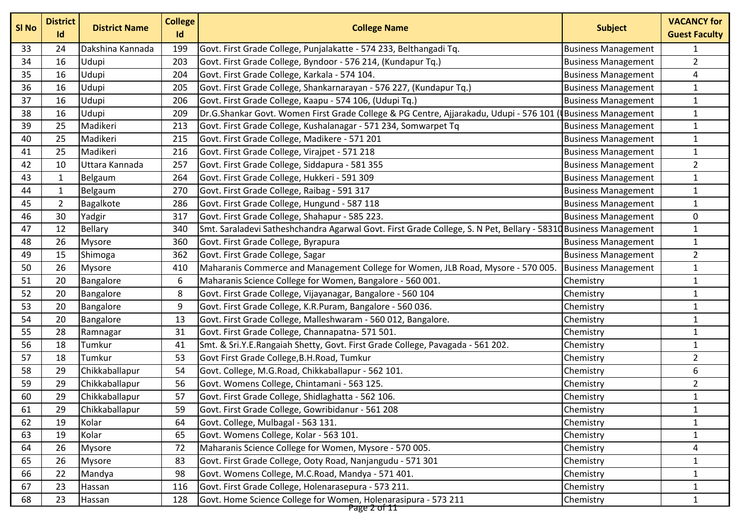| Sl No | District Id | District Name | College Id | College Name | Subject | VACANCY for Guest Faculty |
|---|---|---|---|---|---|---|
| 33 | 24 | Dakshina Kannada | 199 | Govt. First Grade College, Punjalakatte - 574 233, Belthangadi Tq. | Business Management | 1 |
| 34 | 16 | Udupi | 203 | Govt. First Grade College, Byndoor - 576 214, (Kundapur Tq.) | Business Management | 2 |
| 35 | 16 | Udupi | 204 | Govt. First Grade College, Karkala - 574 104. | Business Management | 4 |
| 36 | 16 | Udupi | 205 | Govt. First Grade College, Shankarnarayan - 576 227, (Kundapur Tq.) | Business Management | 1 |
| 37 | 16 | Udupi | 206 | Govt. First Grade College, Kaapu - 574 106, (Udupi Tq.) | Business Management | 1 |
| 38 | 16 | Udupi | 209 | Dr.G.Shankar Govt. Women First Grade College & PG Centre, Ajjarakadu, Udupi - 576 101 (U | Business Management | 1 |
| 39 | 25 | Madikeri | 213 | Govt. First Grade College, Kushalanagar - 571 234, Somwarpet Tq | Business Management | 1 |
| 40 | 25 | Madikeri | 215 | Govt. First Grade College, Madikere - 571 201 | Business Management | 1 |
| 41 | 25 | Madikeri | 216 | Govt. First Grade College, Virajpet - 571 218 | Business Management | 1 |
| 42 | 10 | Uttara Kannada | 257 | Govt. First Grade College, Siddapura - 581 355 | Business Management | 2 |
| 43 | 1 | Belgaum | 264 | Govt. First Grade College, Hukkeri - 591 309 | Business Management | 1 |
| 44 | 1 | Belgaum | 270 | Govt. First Grade College, Raibag - 591 317 | Business Management | 1 |
| 45 | 2 | Bagalkote | 286 | Govt. First Grade College, Hungund - 587 118 | Business Management | 1 |
| 46 | 30 | Yadgir | 317 | Govt. First Grade College, Shahapur - 585 223. | Business Management | 0 |
| 47 | 12 | Bellary | 340 | Smt. Saraladevi Satheshchandra Agarwal Govt. First Grade College, S. N Pet, Bellary - 58310 | Business Management | 1 |
| 48 | 26 | Mysore | 360 | Govt. First Grade College, Byrapura | Business Management | 1 |
| 49 | 15 | Shimoga | 362 | Govt. First Grade College, Sagar | Business Management | 2 |
| 50 | 26 | Mysore | 410 | Maharanis Commerce and Management College for Women, JLB Road, Mysore - 570 005. | Business Management | 1 |
| 51 | 20 | Bangalore | 6 | Maharanis Science College for Women, Bangalore - 560 001. | Chemistry | 1 |
| 52 | 20 | Bangalore | 8 | Govt. First Grade College, Vijayanagar, Bangalore - 560 104 | Chemistry | 1 |
| 53 | 20 | Bangalore | 9 | Govt. First Grade College, K.R.Puram, Bangalore - 560 036. | Chemistry | 1 |
| 54 | 20 | Bangalore | 13 | Govt. First Grade College, Malleshwaram - 560 012, Bangalore. | Chemistry | 1 |
| 55 | 28 | Ramnagar | 31 | Govt. First Grade College, Channapatna- 571 501. | Chemistry | 1 |
| 56 | 18 | Tumkur | 41 | Smt. & Sri.Y.E.Rangaiah Shetty, Govt. First Grade College, Pavagada - 561 202. | Chemistry | 1 |
| 57 | 18 | Tumkur | 53 | Govt First Grade College,B.H.Road, Tumkur | Chemistry | 2 |
| 58 | 29 | Chikkaballapur | 54 | Govt. College, M.G.Road, Chikkaballapur - 562 101. | Chemistry | 6 |
| 59 | 29 | Chikkaballapur | 56 | Govt. Womens College, Chintamani - 563 125. | Chemistry | 2 |
| 60 | 29 | Chikkaballapur | 57 | Govt. First Grade College, Shidlaghatta - 562 106. | Chemistry | 1 |
| 61 | 29 | Chikkaballapur | 59 | Govt. First Grade College, Gowribidanur - 561 208 | Chemistry | 1 |
| 62 | 19 | Kolar | 64 | Govt. College, Mulbagal - 563 131. | Chemistry | 1 |
| 63 | 19 | Kolar | 65 | Govt. Womens College, Kolar - 563 101. | Chemistry | 1 |
| 64 | 26 | Mysore | 72 | Maharanis Science College for Women, Mysore - 570 005. | Chemistry | 4 |
| 65 | 26 | Mysore | 83 | Govt. First Grade College, Ooty Road, Nanjangudu - 571 301 | Chemistry | 1 |
| 66 | 22 | Mandya | 98 | Govt. Womens College, M.C.Road, Mandya - 571 401. | Chemistry | 1 |
| 67 | 23 | Hassan | 116 | Govt. First Grade College, Holenarasepura - 573 211. | Chemistry | 1 |
| 68 | 23 | Hassan | 128 | Govt. Home Science College for Women, Holenarasipura - 573 211 | Chemistry | 1 |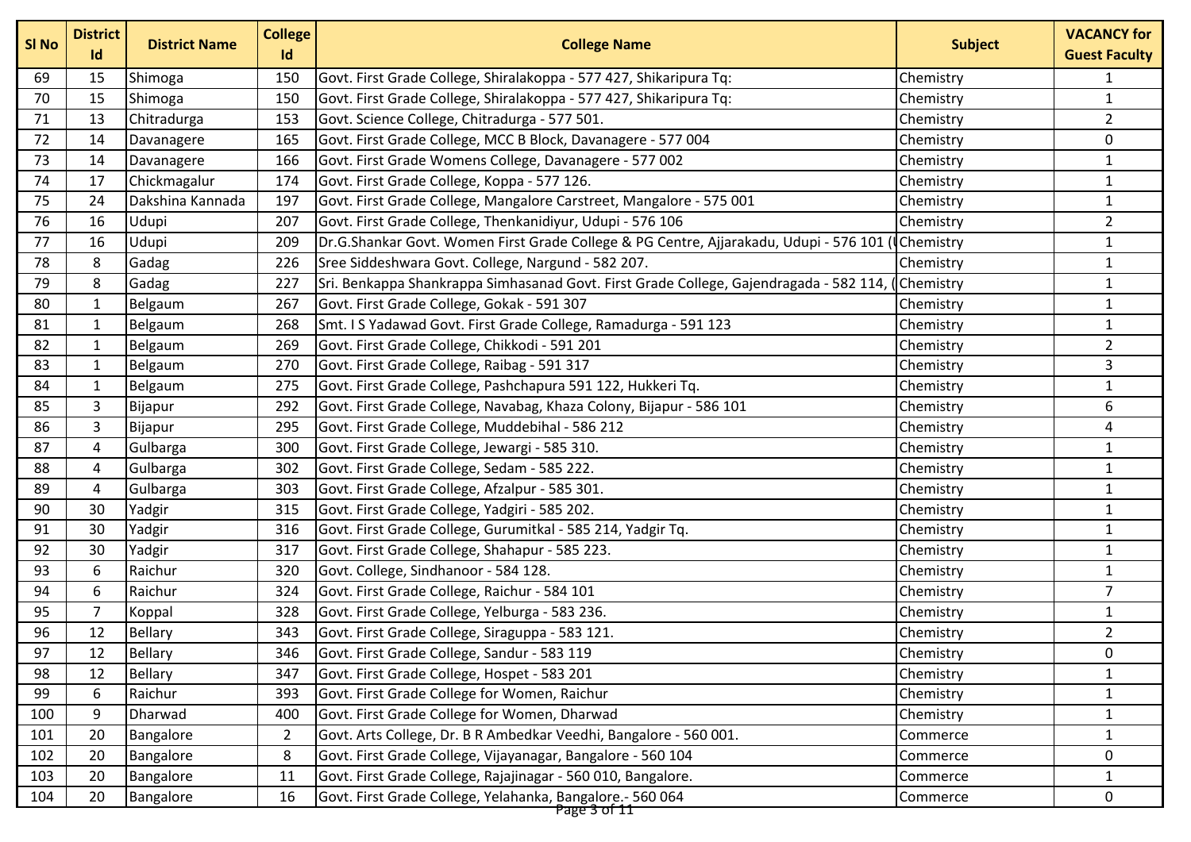| Sl No | District Id | District Name | College Id | College Name | Subject | VACANCY for Guest Faculty |
|---|---|---|---|---|---|---|
| 69 | 15 | Shimoga | 150 | Govt. First Grade College, Shiralakoppa - 577 427, Shikaripura Tq: | Chemistry | 1 |
| 70 | 15 | Shimoga | 150 | Govt. First Grade College, Shiralakoppa - 577 427, Shikaripura Tq: | Chemistry | 1 |
| 71 | 13 | Chitradurga | 153 | Govt. Science College, Chitradurga - 577 501. | Chemistry | 2 |
| 72 | 14 | Davanagere | 165 | Govt. First Grade College, MCC B Block, Davanagere - 577 004 | Chemistry | 0 |
| 73 | 14 | Davanagere | 166 | Govt. First Grade Womens College, Davanagere - 577 002 | Chemistry | 1 |
| 74 | 17 | Chickmagalur | 174 | Govt. First Grade College, Koppa - 577 126. | Chemistry | 1 |
| 75 | 24 | Dakshina Kannada | 197 | Govt. First Grade College, Mangalore Carstreet, Mangalore - 575 001 | Chemistry | 1 |
| 76 | 16 | Udupi | 207 | Govt. First Grade College, Thenkanidiyur, Udupi - 576 106 | Chemistry | 2 |
| 77 | 16 | Udupi | 209 | Dr.G.Shankar Govt. Women First Grade College & PG Centre, Ajjarakadu, Udupi - 576 101 (U | Chemistry | 1 |
| 78 | 8 | Gadag | 226 | Sree Siddeshwara Govt. College, Nargund - 582 207. | Chemistry | 1 |
| 79 | 8 | Gadag | 227 | Sri. Benkappa Shankrappa Simhasanad Govt. First Grade College, Gajendragada - 582 114, ( | Chemistry | 1 |
| 80 | 1 | Belgaum | 267 | Govt. First Grade College, Gokak - 591 307 | Chemistry | 1 |
| 81 | 1 | Belgaum | 268 | Smt. I S Yadawad Govt. First Grade College, Ramadurga - 591 123 | Chemistry | 1 |
| 82 | 1 | Belgaum | 269 | Govt. First Grade College, Chikkodi - 591 201 | Chemistry | 2 |
| 83 | 1 | Belgaum | 270 | Govt. First Grade College, Raibag - 591 317 | Chemistry | 3 |
| 84 | 1 | Belgaum | 275 | Govt. First Grade College, Pashchapura 591 122, Hukkeri Tq. | Chemistry | 1 |
| 85 | 3 | Bijapur | 292 | Govt. First Grade College, Navabag, Khaza Colony, Bijapur - 586 101 | Chemistry | 6 |
| 86 | 3 | Bijapur | 295 | Govt. First Grade College, Muddebihal - 586 212 | Chemistry | 4 |
| 87 | 4 | Gulbarga | 300 | Govt. First Grade College, Jewargi - 585 310. | Chemistry | 1 |
| 88 | 4 | Gulbarga | 302 | Govt. First Grade College, Sedam - 585 222. | Chemistry | 1 |
| 89 | 4 | Gulbarga | 303 | Govt. First Grade College, Afzalpur - 585 301. | Chemistry | 1 |
| 90 | 30 | Yadgir | 315 | Govt. First Grade College, Yadgiri - 585 202. | Chemistry | 1 |
| 91 | 30 | Yadgir | 316 | Govt. First Grade College, Gurumitkal - 585 214, Yadgir Tq. | Chemistry | 1 |
| 92 | 30 | Yadgir | 317 | Govt. First Grade College, Shahapur - 585 223. | Chemistry | 1 |
| 93 | 6 | Raichur | 320 | Govt. College, Sindhanoor - 584 128. | Chemistry | 1 |
| 94 | 6 | Raichur | 324 | Govt. First Grade College, Raichur - 584 101 | Chemistry | 7 |
| 95 | 7 | Koppal | 328 | Govt. First Grade College, Yelburga - 583 236. | Chemistry | 1 |
| 96 | 12 | Bellary | 343 | Govt. First Grade College, Siraguppa - 583 121. | Chemistry | 2 |
| 97 | 12 | Bellary | 346 | Govt. First Grade College, Sandur - 583 119 | Chemistry | 0 |
| 98 | 12 | Bellary | 347 | Govt. First Grade College, Hospet - 583 201 | Chemistry | 1 |
| 99 | 6 | Raichur | 393 | Govt. First Grade College for Women, Raichur | Chemistry | 1 |
| 100 | 9 | Dharwad | 400 | Govt. First Grade College for Women, Dharwad | Chemistry | 1 |
| 101 | 20 | Bangalore | 2 | Govt. Arts College, Dr. B R Ambedkar Veedhi, Bangalore - 560 001. | Commerce | 1 |
| 102 | 20 | Bangalore | 8 | Govt. First Grade College, Vijayanagar, Bangalore - 560 104 | Commerce | 0 |
| 103 | 20 | Bangalore | 11 | Govt. First Grade College, Rajajinagar - 560 010, Bangalore. | Commerce | 1 |
| 104 | 20 | Bangalore | 16 | Govt. First Grade College, Yelahanka, Bangalore.- 560 064 | Commerce | 0 |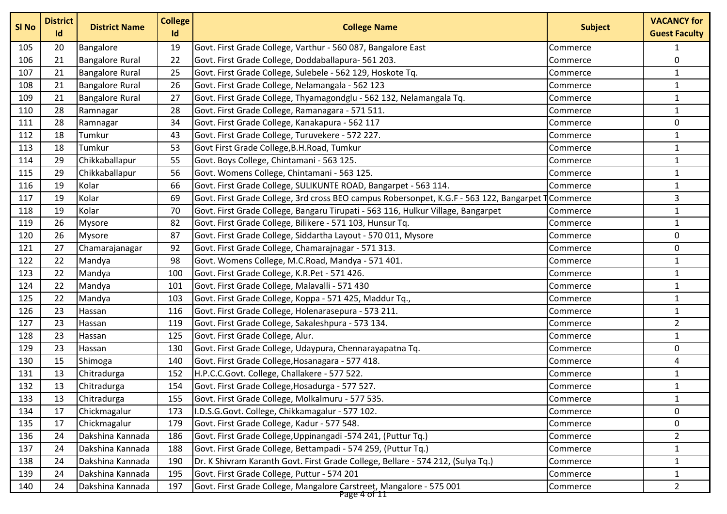| Sl No | District Id | District Name | College Id | College Name | Subject | VACANCY for Guest Faculty |
|---|---|---|---|---|---|---|
| 105 | 20 | Bangalore | 19 | Govt. First Grade College, Varthur - 560 087, Bangalore East | Commerce | 1 |
| 106 | 21 | Bangalore Rural | 22 | Govt. First Grade College, Doddaballapura- 561 203. | Commerce | 0 |
| 107 | 21 | Bangalore Rural | 25 | Govt. First Grade College, Sulebele - 562 129, Hoskote Tq. | Commerce | 1 |
| 108 | 21 | Bangalore Rural | 26 | Govt. First Grade College, Nelamangala - 562 123 | Commerce | 1 |
| 109 | 21 | Bangalore Rural | 27 | Govt. First Grade College, Thyamagondglu - 562 132, Nelamangala Tq. | Commerce | 1 |
| 110 | 28 | Ramnagar | 28 | Govt. First Grade College, Ramanagara - 571 511. | Commerce | 1 |
| 111 | 28 | Ramnagar | 34 | Govt. First Grade College, Kanakapura - 562 117 | Commerce | 0 |
| 112 | 18 | Tumkur | 43 | Govt. First Grade College, Turuvekere - 572 227. | Commerce | 1 |
| 113 | 18 | Tumkur | 53 | Govt First Grade College,B.H.Road, Tumkur | Commerce | 1 |
| 114 | 29 | Chikkaballapur | 55 | Govt. Boys College, Chintamani - 563 125. | Commerce | 1 |
| 115 | 29 | Chikkaballapur | 56 | Govt. Womens College, Chintamani - 563 125. | Commerce | 1 |
| 116 | 19 | Kolar | 66 | Govt. First Grade College, SULIKUNTE ROAD, Bangarpet - 563 114. | Commerce | 1 |
| 117 | 19 | Kolar | 69 | Govt. First Grade College, 3rd cross BEO campus Robersonpet, K.G.F - 563 122, Bangarpet T | Commerce | 3 |
| 118 | 19 | Kolar | 70 | Govt. First Grade College, Bangaru Tirupati - 563 116, Hulkur Village, Bangarpet | Commerce | 1 |
| 119 | 26 | Mysore | 82 | Govt. First Grade College, Bilikere - 571 103, Hunsur Tq. | Commerce | 1 |
| 120 | 26 | Mysore | 87 | Govt. First Grade College, Siddartha Layout - 570 011, Mysore | Commerce | 0 |
| 121 | 27 | Chamarajanagar | 92 | Govt. First Grade College, Chamarajnagar - 571 313. | Commerce | 0 |
| 122 | 22 | Mandya | 98 | Govt. Womens College, M.C.Road, Mandya - 571 401. | Commerce | 1 |
| 123 | 22 | Mandya | 100 | Govt. First Grade College, K.R.Pet - 571 426. | Commerce | 1 |
| 124 | 22 | Mandya | 101 | Govt. First Grade College, Malavalli - 571 430 | Commerce | 1 |
| 125 | 22 | Mandya | 103 | Govt. First Grade College, Koppa - 571 425, Maddur Tq., | Commerce | 1 |
| 126 | 23 | Hassan | 116 | Govt. First Grade College, Holenarasepura - 573 211. | Commerce | 1 |
| 127 | 23 | Hassan | 119 | Govt. First Grade College, Sakaleshpura - 573 134. | Commerce | 2 |
| 128 | 23 | Hassan | 125 | Govt. First Grade College, Alur. | Commerce | 1 |
| 129 | 23 | Hassan | 130 | Govt. First Grade College, Udaypura, Chennarayapatna Tq. | Commerce | 0 |
| 130 | 15 | Shimoga | 140 | Govt. First Grade College,Hosanagara - 577 418. | Commerce | 4 |
| 131 | 13 | Chitradurga | 152 | H.P.C.C.Govt. College, Challakere - 577 522. | Commerce | 1 |
| 132 | 13 | Chitradurga | 154 | Govt. First Grade College,Hosadurga - 577 527. | Commerce | 1 |
| 133 | 13 | Chitradurga | 155 | Govt. First Grade College, Molkalmuru - 577 535. | Commerce | 1 |
| 134 | 17 | Chickmagalur | 173 | I.D.S.G.Govt. College, Chikkamagalur - 577 102. | Commerce | 0 |
| 135 | 17 | Chickmagalur | 179 | Govt. First Grade College, Kadur - 577 548. | Commerce | 0 |
| 136 | 24 | Dakshina Kannada | 186 | Govt. First Grade College,Uppinangadi -574 241, (Puttur Tq.) | Commerce | 2 |
| 137 | 24 | Dakshina Kannada | 188 | Govt. First Grade College, Bettampadi - 574 259, (Puttur Tq.) | Commerce | 1 |
| 138 | 24 | Dakshina Kannada | 190 | Dr. K Shivram Karanth Govt. First Grade College, Bellare - 574 212, (Sulya Tq.) | Commerce | 1 |
| 139 | 24 | Dakshina Kannada | 195 | Govt. First Grade College, Puttur - 574 201 | Commerce | 1 |
| 140 | 24 | Dakshina Kannada | 197 | Govt. First Grade College, Mangalore Carstreet, Mangalore - 575 001 | Commerce | 2 |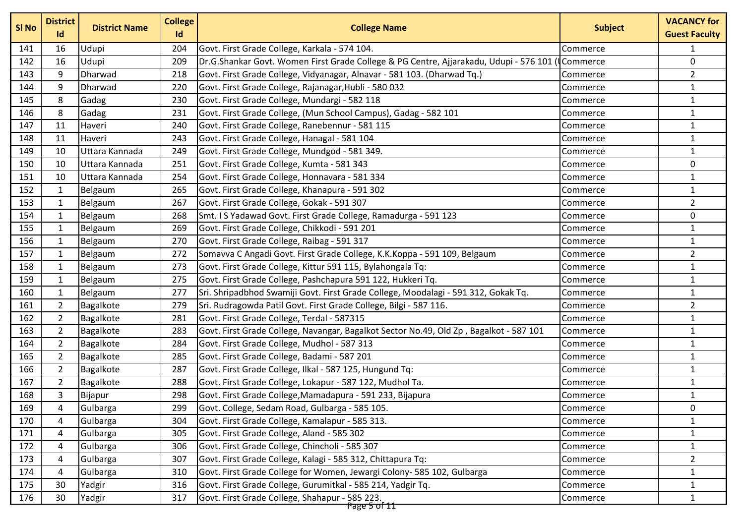| Sl No | District Id | District Name | College Id | College Name | Subject | VACANCY for Guest Faculty |
|---|---|---|---|---|---|---|
| 141 | 16 | Udupi | 204 | Govt. First Grade College, Karkala - 574 104. | Commerce | 1 |
| 142 | 16 | Udupi | 209 | Dr.G.Shankar Govt. Women First Grade College & PG Centre, Ajjarakadu, Udupi - 576 101 (U | Commerce | 0 |
| 143 | 9 | Dharwad | 218 | Govt. First Grade College, Vidyanagar, Alnavar - 581 103. (Dharwad Tq.) | Commerce | 2 |
| 144 | 9 | Dharwad | 220 | Govt. First Grade College, Rajanagar,Hubli - 580 032 | Commerce | 1 |
| 145 | 8 | Gadag | 230 | Govt. First Grade College, Mundargi - 582 118 | Commerce | 1 |
| 146 | 8 | Gadag | 231 | Govt. First Grade College, (Mun School Campus), Gadag - 582 101 | Commerce | 1 |
| 147 | 11 | Haveri | 240 | Govt. First Grade College, Ranebennur - 581 115 | Commerce | 1 |
| 148 | 11 | Haveri | 243 | Govt. First Grade College, Hanagal - 581 104 | Commerce | 1 |
| 149 | 10 | Uttara Kannada | 249 | Govt. First Grade College, Mundgod - 581 349. | Commerce | 1 |
| 150 | 10 | Uttara Kannada | 251 | Govt. First Grade College, Kumta - 581 343 | Commerce | 0 |
| 151 | 10 | Uttara Kannada | 254 | Govt. First Grade College, Honnavara - 581 334 | Commerce | 1 |
| 152 | 1 | Belgaum | 265 | Govt. First Grade College, Khanapura - 591 302 | Commerce | 1 |
| 153 | 1 | Belgaum | 267 | Govt. First Grade College, Gokak - 591 307 | Commerce | 2 |
| 154 | 1 | Belgaum | 268 | Smt. I S Yadawad Govt. First Grade College, Ramadurga - 591 123 | Commerce | 0 |
| 155 | 1 | Belgaum | 269 | Govt. First Grade College, Chikkodi - 591 201 | Commerce | 1 |
| 156 | 1 | Belgaum | 270 | Govt. First Grade College, Raibag - 591 317 | Commerce | 1 |
| 157 | 1 | Belgaum | 272 | Somavva C Angadi Govt. First Grade College, K.K.Koppa - 591 109, Belgaum | Commerce | 2 |
| 158 | 1 | Belgaum | 273 | Govt. First Grade College, Kittur 591 115, Bylahongala Tq: | Commerce | 1 |
| 159 | 1 | Belgaum | 275 | Govt. First Grade College, Pashchapura 591 122, Hukkeri Tq. | Commerce | 1 |
| 160 | 1 | Belgaum | 277 | Sri. Shripadbhod Swamiji Govt. First Grade College, Moodalagi - 591 312, Gokak Tq. | Commerce | 1 |
| 161 | 2 | Bagalkote | 279 | Sri. Rudragowda Patil Govt. First Grade College, Bilgi - 587 116. | Commerce | 2 |
| 162 | 2 | Bagalkote | 281 | Govt. First Grade College, Terdal - 587315 | Commerce | 1 |
| 163 | 2 | Bagalkote | 283 | Govt. First Grade College, Navangar, Bagalkot Sector No.49, Old Zp , Bagalkot - 587 101 | Commerce | 1 |
| 164 | 2 | Bagalkote | 284 | Govt. First Grade College, Mudhol - 587 313 | Commerce | 1 |
| 165 | 2 | Bagalkote | 285 | Govt. First Grade College, Badami - 587 201 | Commerce | 1 |
| 166 | 2 | Bagalkote | 287 | Govt. First Grade College, Ilkal - 587 125, Hungund Tq: | Commerce | 1 |
| 167 | 2 | Bagalkote | 288 | Govt. First Grade College, Lokapur - 587 122, Mudhol Ta. | Commerce | 1 |
| 168 | 3 | Bijapur | 298 | Govt. First Grade College,Mamadapura - 591 233, Bijapura | Commerce | 1 |
| 169 | 4 | Gulbarga | 299 | Govt. College, Sedam Road, Gulbarga - 585 105. | Commerce | 0 |
| 170 | 4 | Gulbarga | 304 | Govt. First Grade College, Kamalapur - 585 313. | Commerce | 1 |
| 171 | 4 | Gulbarga | 305 | Govt. First Grade College, Aland - 585 302 | Commerce | 1 |
| 172 | 4 | Gulbarga | 306 | Govt. First Grade College, Chincholi - 585 307 | Commerce | 1 |
| 173 | 4 | Gulbarga | 307 | Govt. First Grade College, Kalagi - 585 312, Chittapura Tq: | Commerce | 2 |
| 174 | 4 | Gulbarga | 310 | Govt. First Grade College for Women, Jewargi Colony- 585 102, Gulbarga | Commerce | 1 |
| 175 | 30 | Yadgir | 316 | Govt. First Grade College, Gurumitkal - 585 214, Yadgir Tq. | Commerce | 1 |
| 176 | 30 | Yadgir | 317 | Govt. First Grade College, Shahapur - 585 223. | Commerce | 1 |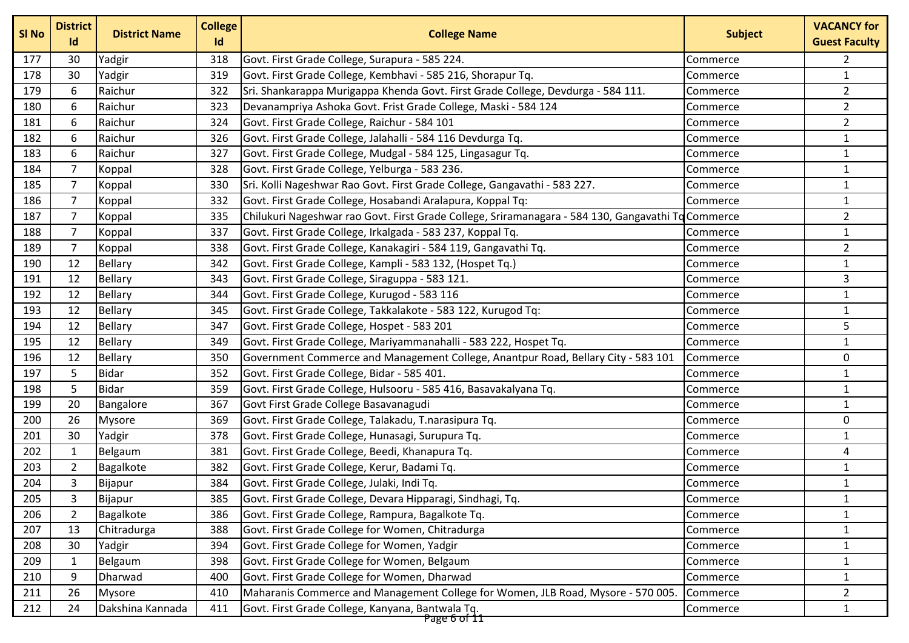| Sl No | District Id | District Name | College Id | College Name | Subject | VACANCY for Guest Faculty |
|---|---|---|---|---|---|---|
| 177 | 30 | Yadgir | 318 | Govt. First Grade College, Surapura - 585 224. | Commerce | 2 |
| 178 | 30 | Yadgir | 319 | Govt. First Grade College, Kembhavi - 585 216, Shorapur Tq. | Commerce | 1 |
| 179 | 6 | Raichur | 322 | Sri. Shankarappa Murigappa Khenda Govt. First Grade College, Devdurga - 584 111. | Commerce | 2 |
| 180 | 6 | Raichur | 323 | Devanampriya Ashoka Govt. Frist Grade College, Maski - 584 124 | Commerce | 2 |
| 181 | 6 | Raichur | 324 | Govt. First Grade College, Raichur - 584 101 | Commerce | 2 |
| 182 | 6 | Raichur | 326 | Govt. First Grade College, Jalahalli - 584 116 Devdurga Tq. | Commerce | 1 |
| 183 | 6 | Raichur | 327 | Govt. First Grade College, Mudgal - 584 125, Lingasagur Tq. | Commerce | 1 |
| 184 | 7 | Koppal | 328 | Govt. First Grade College, Yelburga - 583 236. | Commerce | 1 |
| 185 | 7 | Koppal | 330 | Sri. Kolli Nageshwar Rao Govt. First Grade College, Gangavathi - 583 227. | Commerce | 1 |
| 186 | 7 | Koppal | 332 | Govt. First Grade College, Hosabandi Aralapura, Koppal Tq: | Commerce | 1 |
| 187 | 7 | Koppal | 335 | Chilukuri Nageshwar rao Govt. First Grade College, Sriramanagara - 584 130, Gangavathi Tq | Commerce | 2 |
| 188 | 7 | Koppal | 337 | Govt. First Grade College, Irkalgada - 583 237, Koppal Tq. | Commerce | 1 |
| 189 | 7 | Koppal | 338 | Govt. First Grade College, Kanakagiri - 584 119, Gangavathi Tq. | Commerce | 2 |
| 190 | 12 | Bellary | 342 | Govt. First Grade College, Kampli - 583 132, (Hospet Tq.) | Commerce | 1 |
| 191 | 12 | Bellary | 343 | Govt. First Grade College, Siraguppa - 583 121. | Commerce | 3 |
| 192 | 12 | Bellary | 344 | Govt. First Grade College, Kurugod - 583 116 | Commerce | 1 |
| 193 | 12 | Bellary | 345 | Govt. First Grade College, Takkalakote - 583 122, Kurugod Tq: | Commerce | 1 |
| 194 | 12 | Bellary | 347 | Govt. First Grade College, Hospet - 583 201 | Commerce | 5 |
| 195 | 12 | Bellary | 349 | Govt. First Grade College, Mariyammanahalli - 583 222, Hospet Tq. | Commerce | 1 |
| 196 | 12 | Bellary | 350 | Government Commerce and Management College, Anantpur Road, Bellary City - 583 101 | Commerce | 0 |
| 197 | 5 | Bidar | 352 | Govt. First Grade College, Bidar - 585 401. | Commerce | 1 |
| 198 | 5 | Bidar | 359 | Govt. First Grade College, Hulsooru - 585 416, Basavakalyana Tq. | Commerce | 1 |
| 199 | 20 | Bangalore | 367 | Govt First Grade College Basavanagudi | Commerce | 1 |
| 200 | 26 | Mysore | 369 | Govt. First Grade College, Talakadu, T.narasipura Tq. | Commerce | 0 |
| 201 | 30 | Yadgir | 378 | Govt. First Grade College, Hunasagi, Surupura Tq. | Commerce | 1 |
| 202 | 1 | Belgaum | 381 | Govt. First Grade College, Beedi, Khanapura Tq. | Commerce | 4 |
| 203 | 2 | Bagalkote | 382 | Govt. First Grade College, Kerur, Badami Tq. | Commerce | 1 |
| 204 | 3 | Bijapur | 384 | Govt. First Grade College, Julaki, Indi Tq. | Commerce | 1 |
| 205 | 3 | Bijapur | 385 | Govt. First Grade College, Devara Hipparagi, Sindhagi, Tq. | Commerce | 1 |
| 206 | 2 | Bagalkote | 386 | Govt. First Grade College, Rampura, Bagalkote Tq. | Commerce | 1 |
| 207 | 13 | Chitradurga | 388 | Govt. First Grade College for Women, Chitradurga | Commerce | 1 |
| 208 | 30 | Yadgir | 394 | Govt. First Grade College for Women, Yadgir | Commerce | 1 |
| 209 | 1 | Belgaum | 398 | Govt. First Grade College for Women, Belgaum | Commerce | 1 |
| 210 | 9 | Dharwad | 400 | Govt. First Grade College for Women, Dharwad | Commerce | 1 |
| 211 | 26 | Mysore | 410 | Maharanis Commerce and Management College for Women, JLB Road, Mysore - 570 005. | Commerce | 2 |
| 212 | 24 | Dakshina Kannada | 411 | Govt. First Grade College, Kanyana, Bantwala Tq. | Commerce | 1 |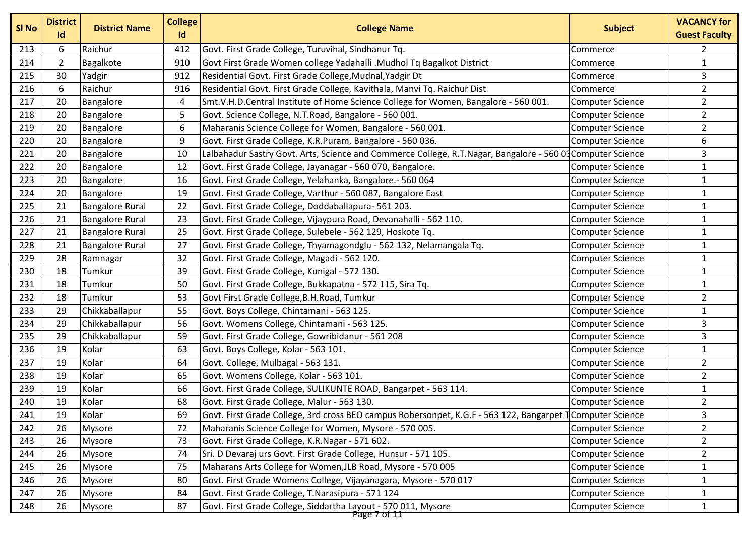| Sl No | District Id | District Name | College Id | College Name | Subject | VACANCY for Guest Faculty |
|---|---|---|---|---|---|---|
| 213 | 6 | Raichur | 412 | Govt. First Grade College, Turuvihal, Sindhanur Tq. | Commerce | 2 |
| 214 | 2 | Bagalkote | 910 | Govt First Grade Women college Yadahalli .Mudhol Tq Bagalkot District | Commerce | 1 |
| 215 | 30 | Yadgir | 912 | Residential Govt. First Grade College,Mudnal,Yadgir Dt | Commerce | 3 |
| 216 | 6 | Raichur | 916 | Residential Govt. First Grade College, Kavithala, Manvi Tq. Raichur Dist | Commerce | 2 |
| 217 | 20 | Bangalore | 4 | Smt.V.H.D.Central Institute of Home Science College for Women, Bangalore - 560 001. | Computer Science | 2 |
| 218 | 20 | Bangalore | 5 | Govt. Science College, N.T.Road, Bangalore - 560 001. | Computer Science | 2 |
| 219 | 20 | Bangalore | 6 | Maharanis Science College for Women, Bangalore - 560 001. | Computer Science | 2 |
| 220 | 20 | Bangalore | 9 | Govt. First Grade College, K.R.Puram, Bangalore - 560 036. | Computer Science | 6 |
| 221 | 20 | Bangalore | 10 | Lalbahadur Sastry Govt. Arts, Science and Commerce College, R.T.Nagar, Bangalore - 560 03 | Computer Science | 3 |
| 222 | 20 | Bangalore | 12 | Govt. First Grade College, Jayanagar - 560 070, Bangalore. | Computer Science | 1 |
| 223 | 20 | Bangalore | 16 | Govt. First Grade College, Yelahanka, Bangalore.- 560 064 | Computer Science | 1 |
| 224 | 20 | Bangalore | 19 | Govt. First Grade College, Varthur - 560 087, Bangalore East | Computer Science | 1 |
| 225 | 21 | Bangalore Rural | 22 | Govt. First Grade College, Doddaballapura- 561 203. | Computer Science | 1 |
| 226 | 21 | Bangalore Rural | 23 | Govt. First Grade College, Vijaypura Road, Devanahalli - 562 110. | Computer Science | 1 |
| 227 | 21 | Bangalore Rural | 25 | Govt. First Grade College, Sulebele - 562 129, Hoskote Tq. | Computer Science | 1 |
| 228 | 21 | Bangalore Rural | 27 | Govt. First Grade College, Thyamagondglu - 562 132, Nelamangala Tq. | Computer Science | 1 |
| 229 | 28 | Ramnagar | 32 | Govt. First Grade College, Magadi - 562 120. | Computer Science | 1 |
| 230 | 18 | Tumkur | 39 | Govt. First Grade College, Kunigal - 572 130. | Computer Science | 1 |
| 231 | 18 | Tumkur | 50 | Govt. First Grade College, Bukkapatna - 572 115, Sira Tq. | Computer Science | 1 |
| 232 | 18 | Tumkur | 53 | Govt First Grade College,B.H.Road, Tumkur | Computer Science | 2 |
| 233 | 29 | Chikkaballapur | 55 | Govt. Boys College, Chintamani - 563 125. | Computer Science | 1 |
| 234 | 29 | Chikkaballapur | 56 | Govt. Womens College, Chintamani - 563 125. | Computer Science | 3 |
| 235 | 29 | Chikkaballapur | 59 | Govt. First Grade College, Gowribidanur - 561 208 | Computer Science | 3 |
| 236 | 19 | Kolar | 63 | Govt. Boys College, Kolar - 563 101. | Computer Science | 1 |
| 237 | 19 | Kolar | 64 | Govt. College, Mulbagal - 563 131. | Computer Science | 2 |
| 238 | 19 | Kolar | 65 | Govt. Womens College, Kolar - 563 101. | Computer Science | 2 |
| 239 | 19 | Kolar | 66 | Govt. First Grade College, SULIKUNTE ROAD, Bangarpet - 563 114. | Computer Science | 1 |
| 240 | 19 | Kolar | 68 | Govt. First Grade College, Malur - 563 130. | Computer Science | 2 |
| 241 | 19 | Kolar | 69 | Govt. First Grade College, 3rd cross BEO campus Robersonpet, K.G.F - 563 122, Bangarpet T | Computer Science | 3 |
| 242 | 26 | Mysore | 72 | Maharanis Science College for Women, Mysore - 570 005. | Computer Science | 2 |
| 243 | 26 | Mysore | 73 | Govt. First Grade College, K.R.Nagar - 571 602. | Computer Science | 2 |
| 244 | 26 | Mysore | 74 | Sri. D Devaraj urs Govt. First Grade College, Hunsur - 571 105. | Computer Science | 2 |
| 245 | 26 | Mysore | 75 | Maharans Arts College for Women,JLB Road, Mysore - 570 005 | Computer Science | 1 |
| 246 | 26 | Mysore | 80 | Govt. First Grade Womens College, Vijayanagara, Mysore - 570 017 | Computer Science | 1 |
| 247 | 26 | Mysore | 84 | Govt. First Grade College, T.Narasipura - 571 124 | Computer Science | 1 |
| 248 | 26 | Mysore | 87 | Govt. First Grade College, Siddartha Layout - 570 011, Mysore | Computer Science | 1 |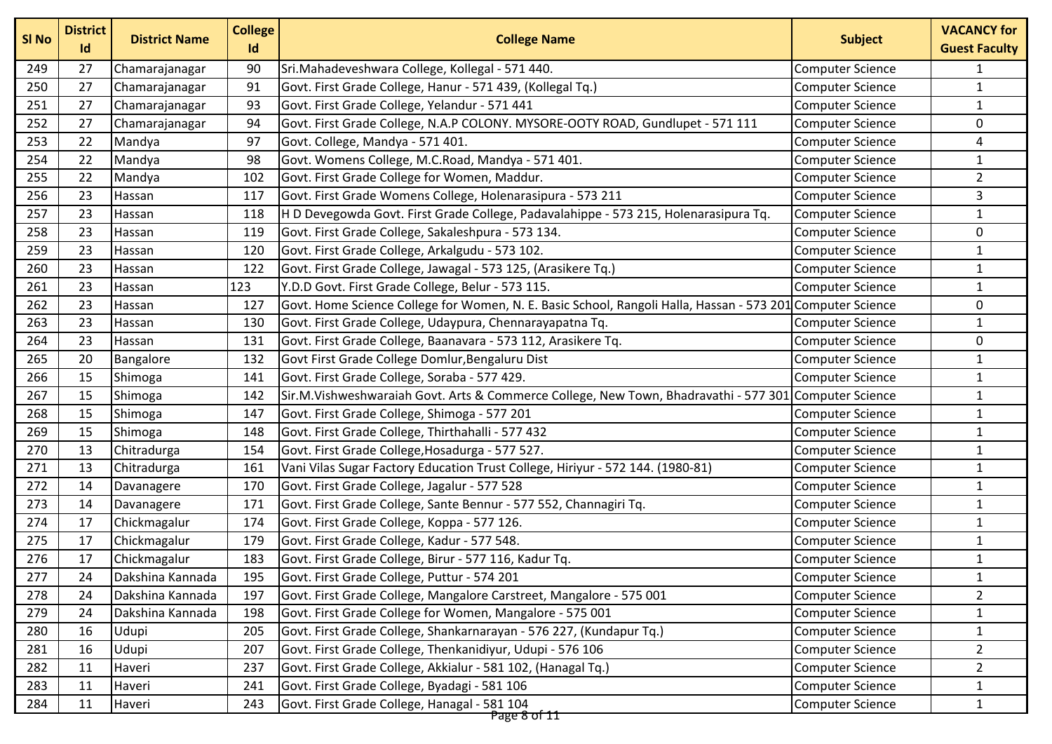| Sl No | District Id | District Name | College Id | College Name | Subject | VACANCY for Guest Faculty |
|---|---|---|---|---|---|---|
| 249 | 27 | Chamarajanagar | 90 | Sri.Mahadeveshwara College, Kollegal - 571 440. | Computer Science | 1 |
| 250 | 27 | Chamarajanagar | 91 | Govt. First Grade College, Hanur - 571 439, (Kollegal Tq.) | Computer Science | 1 |
| 251 | 27 | Chamarajanagar | 93 | Govt. First Grade College, Yelandur - 571 441 | Computer Science | 1 |
| 252 | 27 | Chamarajanagar | 94 | Govt. First Grade College, N.A.P COLONY. MYSORE-OOTY ROAD, Gundlupet - 571 111 | Computer Science | 0 |
| 253 | 22 | Mandya | 97 | Govt. College, Mandya - 571 401. | Computer Science | 4 |
| 254 | 22 | Mandya | 98 | Govt. Womens College, M.C.Road, Mandya - 571 401. | Computer Science | 1 |
| 255 | 22 | Mandya | 102 | Govt. First Grade College for Women, Maddur. | Computer Science | 2 |
| 256 | 23 | Hassan | 117 | Govt. First Grade Womens College, Holenarasipura - 573 211 | Computer Science | 3 |
| 257 | 23 | Hassan | 118 | H D Devegowda Govt. First Grade College, Padavalahippe - 573 215, Holenarasipura Tq. | Computer Science | 1 |
| 258 | 23 | Hassan | 119 | Govt. First Grade College, Sakaleshpura - 573 134. | Computer Science | 0 |
| 259 | 23 | Hassan | 120 | Govt. First Grade College, Arkalgudu - 573 102. | Computer Science | 1 |
| 260 | 23 | Hassan | 122 | Govt. First Grade College, Jawagal - 573 125, (Arasikere Tq.) | Computer Science | 1 |
| 261 | 23 | Hassan | 123 | Y.D.D Govt. First Grade College, Belur - 573 115. | Computer Science | 1 |
| 262 | 23 | Hassan | 127 | Govt. Home Science College for Women, N. E. Basic School, Rangoli Halla, Hassan - 573 201 | Computer Science | 0 |
| 263 | 23 | Hassan | 130 | Govt. First Grade College, Udaypura, Chennarayapatna Tq. | Computer Science | 1 |
| 264 | 23 | Hassan | 131 | Govt. First Grade College, Baanavara - 573 112, Arasikere Tq. | Computer Science | 0 |
| 265 | 20 | Bangalore | 132 | Govt First Grade College Domlur,Bengaluru Dist | Computer Science | 1 |
| 266 | 15 | Shimoga | 141 | Govt. First Grade College, Soraba - 577 429. | Computer Science | 1 |
| 267 | 15 | Shimoga | 142 | Sir.M.Vishweshwaraiah Govt. Arts & Commerce College, New Town, Bhadravathi - 577 301 | Computer Science | 1 |
| 268 | 15 | Shimoga | 147 | Govt. First Grade College, Shimoga - 577 201 | Computer Science | 1 |
| 269 | 15 | Shimoga | 148 | Govt. First Grade College, Thirthahalli - 577 432 | Computer Science | 1 |
| 270 | 13 | Chitradurga | 154 | Govt. First Grade College,Hosadurga - 577 527. | Computer Science | 1 |
| 271 | 13 | Chitradurga | 161 | Vani Vilas Sugar Factory Education Trust College, Hiriyur - 572 144. (1980-81) | Computer Science | 1 |
| 272 | 14 | Davanagere | 170 | Govt. First Grade College, Jagalur - 577 528 | Computer Science | 1 |
| 273 | 14 | Davanagere | 171 | Govt. First Grade College, Sante Bennur - 577 552, Channagiri Tq. | Computer Science | 1 |
| 274 | 17 | Chickmagalur | 174 | Govt. First Grade College, Koppa - 577 126. | Computer Science | 1 |
| 275 | 17 | Chickmagalur | 179 | Govt. First Grade College, Kadur - 577 548. | Computer Science | 1 |
| 276 | 17 | Chickmagalur | 183 | Govt. First Grade College, Birur - 577 116, Kadur Tq. | Computer Science | 1 |
| 277 | 24 | Dakshina Kannada | 195 | Govt. First Grade College, Puttur - 574 201 | Computer Science | 1 |
| 278 | 24 | Dakshina Kannada | 197 | Govt. First Grade College, Mangalore Carstreet, Mangalore - 575 001 | Computer Science | 2 |
| 279 | 24 | Dakshina Kannada | 198 | Govt. First Grade College for Women, Mangalore - 575 001 | Computer Science | 1 |
| 280 | 16 | Udupi | 205 | Govt. First Grade College, Shankarnarayan - 576 227, (Kundapur Tq.) | Computer Science | 1 |
| 281 | 16 | Udupi | 207 | Govt. First Grade College, Thenkanidiyur, Udupi - 576 106 | Computer Science | 2 |
| 282 | 11 | Haveri | 237 | Govt. First Grade College, Akkialur - 581 102, (Hanagal Tq.) | Computer Science | 2 |
| 283 | 11 | Haveri | 241 | Govt. First Grade College, Byadagi - 581 106 | Computer Science | 1 |
| 284 | 11 | Haveri | 243 | Govt. First Grade College, Hanagal - 581 104 | Computer Science | 1 |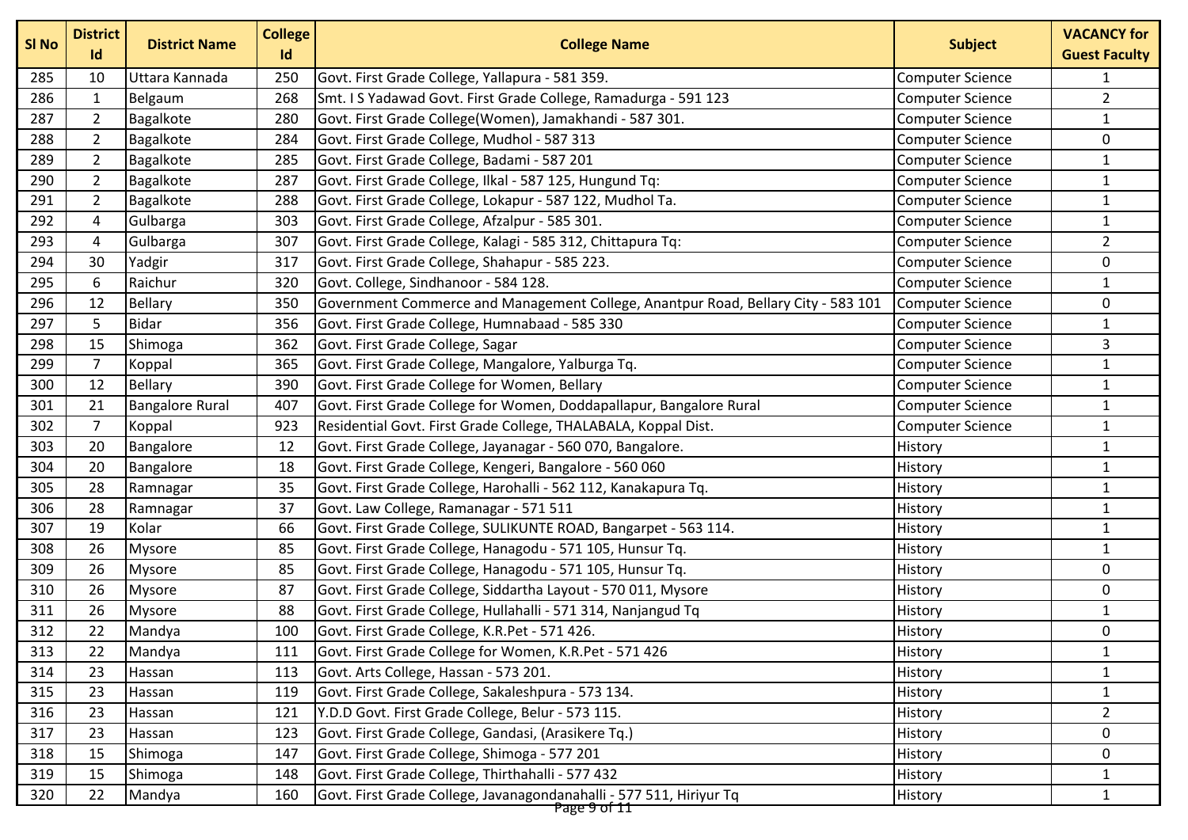| Sl No | District Id | District Name | College Id | College Name | Subject | VACANCY for Guest Faculty |
|---|---|---|---|---|---|---|
| 285 | 10 | Uttara Kannada | 250 | Govt. First Grade College, Yallapura - 581 359. | Computer Science | 1 |
| 286 | 1 | Belgaum | 268 | Smt. I S Yadawad Govt. First Grade College, Ramadurga - 591 123 | Computer Science | 2 |
| 287 | 2 | Bagalkote | 280 | Govt. First Grade College(Women), Jamakhandi - 587 301. | Computer Science | 1 |
| 288 | 2 | Bagalkote | 284 | Govt. First Grade College, Mudhol - 587 313 | Computer Science | 0 |
| 289 | 2 | Bagalkote | 285 | Govt. First Grade College, Badami - 587 201 | Computer Science | 1 |
| 290 | 2 | Bagalkote | 287 | Govt. First Grade College, Ilkal - 587 125, Hungund Tq: | Computer Science | 1 |
| 291 | 2 | Bagalkote | 288 | Govt. First Grade College, Lokapur - 587 122, Mudhol Ta. | Computer Science | 1 |
| 292 | 4 | Gulbarga | 303 | Govt. First Grade College, Afzalpur - 585 301. | Computer Science | 1 |
| 293 | 4 | Gulbarga | 307 | Govt. First Grade College, Kalagi - 585 312, Chittapura Tq: | Computer Science | 2 |
| 294 | 30 | Yadgir | 317 | Govt. First Grade College, Shahapur - 585 223. | Computer Science | 0 |
| 295 | 6 | Raichur | 320 | Govt. College, Sindhanoor - 584 128. | Computer Science | 1 |
| 296 | 12 | Bellary | 350 | Government Commerce and Management College, Anantpur Road, Bellary City - 583 101 | Computer Science | 0 |
| 297 | 5 | Bidar | 356 | Govt. First Grade College, Humnabaad - 585 330 | Computer Science | 1 |
| 298 | 15 | Shimoga | 362 | Govt. First Grade College, Sagar | Computer Science | 3 |
| 299 | 7 | Koppal | 365 | Govt. First Grade College, Mangalore, Yalburga Tq. | Computer Science | 1 |
| 300 | 12 | Bellary | 390 | Govt. First Grade College for Women, Bellary | Computer Science | 1 |
| 301 | 21 | Bangalore Rural | 407 | Govt. First Grade College for Women, Doddapallapur, Bangalore Rural | Computer Science | 1 |
| 302 | 7 | Koppal | 923 | Residential Govt. First Grade College, THALABALA, Koppal Dist. | Computer Science | 1 |
| 303 | 20 | Bangalore | 12 | Govt. First Grade College, Jayanagar - 560 070, Bangalore. | History | 1 |
| 304 | 20 | Bangalore | 18 | Govt. First Grade College, Kengeri, Bangalore - 560 060 | History | 1 |
| 305 | 28 | Ramnagar | 35 | Govt. First Grade College, Harohalli - 562 112, Kanakapura Tq. | History | 1 |
| 306 | 28 | Ramnagar | 37 | Govt. Law College, Ramanagar - 571 511 | History | 1 |
| 307 | 19 | Kolar | 66 | Govt. First Grade College, SULIKUNTE ROAD, Bangarpet - 563 114. | History | 1 |
| 308 | 26 | Mysore | 85 | Govt. First Grade College, Hanagodu - 571 105, Hunsur Tq. | History | 1 |
| 309 | 26 | Mysore | 85 | Govt. First Grade College, Hanagodu - 571 105, Hunsur Tq. | History | 0 |
| 310 | 26 | Mysore | 87 | Govt. First Grade College, Siddartha Layout - 570 011, Mysore | History | 0 |
| 311 | 26 | Mysore | 88 | Govt. First Grade College, Hullahalli - 571 314, Nanjangud Tq | History | 1 |
| 312 | 22 | Mandya | 100 | Govt. First Grade College, K.R.Pet - 571 426. | History | 0 |
| 313 | 22 | Mandya | 111 | Govt. First Grade College for Women, K.R.Pet - 571 426 | History | 1 |
| 314 | 23 | Hassan | 113 | Govt. Arts College, Hassan - 573 201. | History | 1 |
| 315 | 23 | Hassan | 119 | Govt. First Grade College, Sakaleshpura - 573 134. | History | 1 |
| 316 | 23 | Hassan | 121 | Y.D.D Govt. First Grade College, Belur - 573 115. | History | 2 |
| 317 | 23 | Hassan | 123 | Govt. First Grade College, Gandasi, (Arasikere Tq.) | History | 0 |
| 318 | 15 | Shimoga | 147 | Govt. First Grade College, Shimoga - 577 201 | History | 0 |
| 319 | 15 | Shimoga | 148 | Govt. First Grade College, Thirthahalli - 577 432 | History | 1 |
| 320 | 22 | Mandya | 160 | Govt. First Grade College, Javanagondanahalli - 577 511, Hiriyur Tq | History | 1 |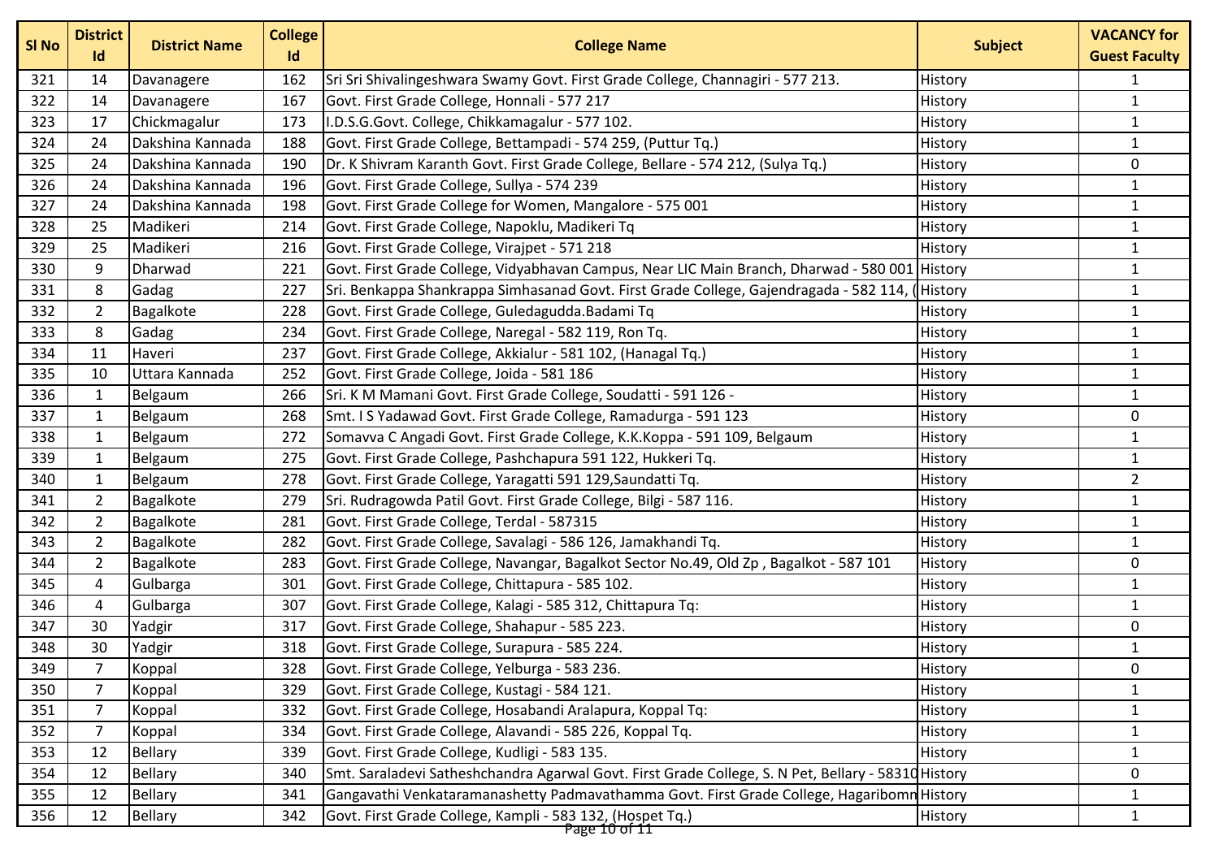| Sl No | District Id | District Name | College Id | College Name | Subject | VACANCY for Guest Faculty |
|---|---|---|---|---|---|---|
| 321 | 14 | Davanagere | 162 | Sri Sri Shivalingeshwara Swamy Govt. First Grade College, Channagiri - 577 213. | History | 1 |
| 322 | 14 | Davanagere | 167 | Govt. First Grade College, Honnali - 577 217 | History | 1 |
| 323 | 17 | Chickmagalur | 173 | I.D.S.G.Govt. College, Chikkamagalur - 577 102. | History | 1 |
| 324 | 24 | Dakshina Kannada | 188 | Govt. First Grade College, Bettampadi - 574 259, (Puttur Tq.) | History | 1 |
| 325 | 24 | Dakshina Kannada | 190 | Dr. K Shivram Karanth Govt. First Grade College, Bellare - 574 212, (Sulya Tq.) | History | 0 |
| 326 | 24 | Dakshina Kannada | 196 | Govt. First Grade College, Sullya - 574 239 | History | 1 |
| 327 | 24 | Dakshina Kannada | 198 | Govt. First Grade College for Women, Mangalore - 575 001 | History | 1 |
| 328 | 25 | Madikeri | 214 | Govt. First Grade College, Napoklu, Madikeri Tq | History | 1 |
| 329 | 25 | Madikeri | 216 | Govt. First Grade College, Virajpet - 571 218 | History | 1 |
| 330 | 9 | Dharwad | 221 | Govt. First Grade College, Vidyabhavan Campus, Near LIC Main Branch, Dharwad - 580 001 | History | 1 |
| 331 | 8 | Gadag | 227 | Sri. Benkappa Shankrappa Simhasanad Govt. First Grade College, Gajendragada - 582 114, ( | History | 1 |
| 332 | 2 | Bagalkote | 228 | Govt. First Grade College, Guledagudda.Badami Tq | History | 1 |
| 333 | 8 | Gadag | 234 | Govt. First Grade College, Naregal - 582 119, Ron Tq. | History | 1 |
| 334 | 11 | Haveri | 237 | Govt. First Grade College, Akkialur - 581 102, (Hanagal Tq.) | History | 1 |
| 335 | 10 | Uttara Kannada | 252 | Govt. First Grade College, Joida - 581 186 | History | 1 |
| 336 | 1 | Belgaum | 266 | Sri. K M Mamani Govt. First Grade College, Soudatti - 591 126 - | History | 1 |
| 337 | 1 | Belgaum | 268 | Smt. I S Yadawad Govt. First Grade College, Ramadurga - 591 123 | History | 0 |
| 338 | 1 | Belgaum | 272 | Somavva C Angadi Govt. First Grade College, K.K.Koppa - 591 109, Belgaum | History | 1 |
| 339 | 1 | Belgaum | 275 | Govt. First Grade College, Pashchapura 591 122, Hukkeri Tq. | History | 1 |
| 340 | 1 | Belgaum | 278 | Govt. First Grade College, Yaragatti 591 129,Saundatti Tq. | History | 2 |
| 341 | 2 | Bagalkote | 279 | Sri. Rudragowda Patil Govt. First Grade College, Bilgi - 587 116. | History | 1 |
| 342 | 2 | Bagalkote | 281 | Govt. First Grade College, Terdal - 587315 | History | 1 |
| 343 | 2 | Bagalkote | 282 | Govt. First Grade College, Savalagi - 586 126, Jamakhandi Tq. | History | 1 |
| 344 | 2 | Bagalkote | 283 | Govt. First Grade College, Navangar, Bagalkot Sector No.49, Old Zp , Bagalkot - 587 101 | History | 0 |
| 345 | 4 | Gulbarga | 301 | Govt. First Grade College, Chittapura - 585 102. | History | 1 |
| 346 | 4 | Gulbarga | 307 | Govt. First Grade College, Kalagi - 585 312, Chittapura Tq: | History | 1 |
| 347 | 30 | Yadgir | 317 | Govt. First Grade College, Shahapur - 585 223. | History | 0 |
| 348 | 30 | Yadgir | 318 | Govt. First Grade College, Surapura - 585 224. | History | 1 |
| 349 | 7 | Koppal | 328 | Govt. First Grade College, Yelburga - 583 236. | History | 0 |
| 350 | 7 | Koppal | 329 | Govt. First Grade College, Kustagi - 584 121. | History | 1 |
| 351 | 7 | Koppal | 332 | Govt. First Grade College, Hosabandi Aralapura, Koppal Tq: | History | 1 |
| 352 | 7 | Koppal | 334 | Govt. First Grade College, Alavandi - 585 226, Koppal Tq. | History | 1 |
| 353 | 12 | Bellary | 339 | Govt. First Grade College, Kudligi - 583 135. | History | 1 |
| 354 | 12 | Bellary | 340 | Smt. Saraladevi Satheshchandra Agarwal Govt. First Grade College, S. N Pet, Bellary - 58310 | History | 0 |
| 355 | 12 | Bellary | 341 | Gangavathi Venkataramanashetty Padmavathamma Govt. First Grade College, Hagaribomn | History | 1 |
| 356 | 12 | Bellary | 342 | Govt. First Grade College, Kampli - 583 132, (Hospet Tq.) | History | 1 |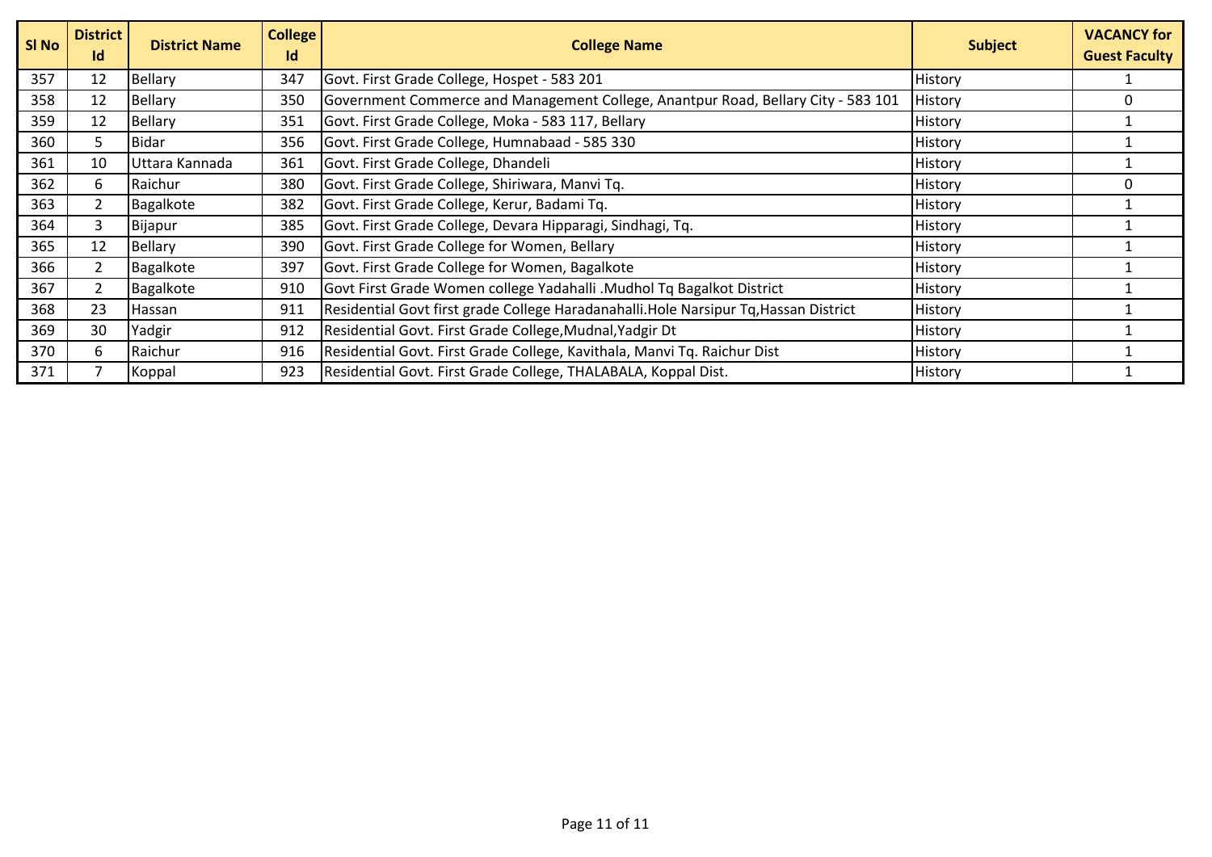| Sl No | District Id | District Name | College Id | College Name | Subject | VACANCY for Guest Faculty |
|---|---|---|---|---|---|---|
| 357 | 12 | Bellary | 347 | Govt. First Grade College, Hospet - 583 201 | History | 1 |
| 358 | 12 | Bellary | 350 | Government Commerce and Management College, Anantpur Road, Bellary City - 583 101 | History | 0 |
| 359 | 12 | Bellary | 351 | Govt. First Grade College, Moka - 583 117, Bellary | History | 1 |
| 360 | 5 | Bidar | 356 | Govt. First Grade College, Humnabaad - 585 330 | History | 1 |
| 361 | 10 | Uttara Kannada | 361 | Govt. First Grade College, Dhandeli | History | 1 |
| 362 | 6 | Raichur | 380 | Govt. First Grade College, Shiriwara, Manvi Tq. | History | 0 |
| 363 | 2 | Bagalkote | 382 | Govt. First Grade College, Kerur, Badami Tq. | History | 1 |
| 364 | 3 | Bijapur | 385 | Govt. First Grade College, Devara Hipparagi, Sindhagi, Tq. | History | 1 |
| 365 | 12 | Bellary | 390 | Govt. First Grade College for Women, Bellary | History | 1 |
| 366 | 2 | Bagalkote | 397 | Govt. First Grade College for Women, Bagalkote | History | 1 |
| 367 | 2 | Bagalkote | 910 | Govt First Grade Women college Yadahalli .Mudhol Tq Bagalkot District | History | 1 |
| 368 | 23 | Hassan | 911 | Residential Govt first grade College Haradanahalli.Hole Narsipur Tq,Hassan District | History | 1 |
| 369 | 30 | Yadgir | 912 | Residential Govt. First Grade College,Mudnal,Yadgir Dt | History | 1 |
| 370 | 6 | Raichur | 916 | Residential Govt. First Grade College, Kavithala, Manvi Tq. Raichur Dist | History | 1 |
| 371 | 7 | Koppal | 923 | Residential Govt. First Grade College, THALABALA, Koppal Dist. | History | 1 |